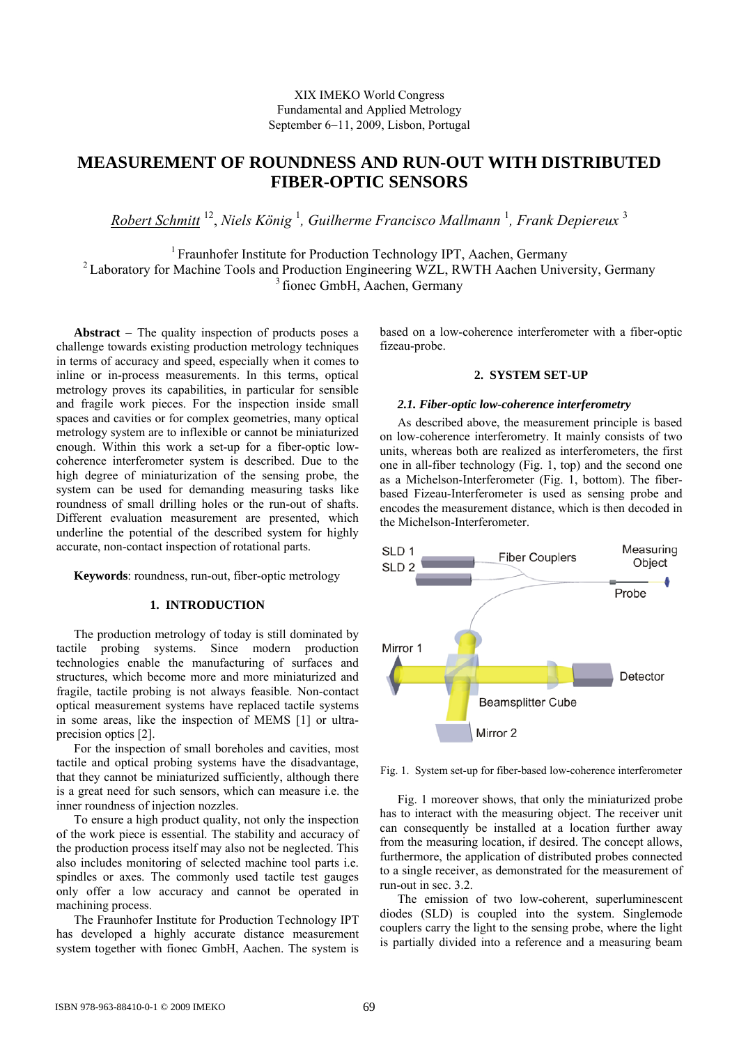XIX IMEKO World Congress
Fundamental and Applied Metrology
September 6−11, 2009, Lisbon, Portugal

# MEASUREMENT OF ROUNDNESS AND RUN-OUT WITH DISTRIBUTED FIBER-OPTIC SENSORS

*Robert Schmitt* [12], *Niels König* [1], *Guilherme Francisco Mallmann* [1], *Frank Depiereux* [3]

[1] Fraunhofer Institute for Production Technology IPT, Aachen, Germany
[2] Laboratory for Machine Tools and Production Engineering WZL, RWTH Aachen University, Germany
[3] fionec GmbH, Aachen, Germany

**Abstract** − The quality inspection of products poses a challenge towards existing production metrology techniques in terms of accuracy and speed, especially when it comes to inline or in-process measurements. In this terms, optical metrology proves its capabilities, in particular for sensible and fragile work pieces. For the inspection inside small spaces and cavities or for complex geometries, many optical metrology system are to inflexible or cannot be miniaturized enough. Within this work a set-up for a fiber-optic low-coherence interferometer system is described. Due to the high degree of miniaturization of the sensing probe, the system can be used for demanding measuring tasks like roundness of small drilling holes or the run-out of shafts. Different evaluation measurement are presented, which underline the potential of the described system for highly accurate, non-contact inspection of rotational parts.

**Keywords**: roundness, run-out, fiber-optic metrology

## 1. INTRODUCTION

The production metrology of today is still dominated by tactile probing systems. Since modern production technologies enable the manufacturing of surfaces and structures, which become more and more miniaturized and fragile, tactile probing is not always feasible. Non-contact optical measurement systems have replaced tactile systems in some areas, like the inspection of MEMS [1] or ultra-precision optics [2].

For the inspection of small boreholes and cavities, most tactile and optical probing systems have the disadvantage, that they cannot be miniaturized sufficiently, although there is a great need for such sensors, which can measure i.e. the inner roundness of injection nozzles.

To ensure a high product quality, not only the inspection of the work piece is essential. The stability and accuracy of the production process itself may also not be neglected. This also includes monitoring of selected machine tool parts i.e. spindles or axes. The commonly used tactile test gauges only offer a low accuracy and cannot be operated in machining process.

The Fraunhofer Institute for Production Technology IPT has developed a highly accurate distance measurement system together with fionec GmbH, Aachen. The system is based on a low-coherence interferometer with a fiber-optic fizeau-probe.

## 2. SYSTEM SET-UP

### *2.1. Fiber-optic low-coherence interferometry*

As described above, the measurement principle is based on low-coherence interferometry. It mainly consists of two units, whereas both are realized as interferometers, the first one in all-fiber technology (Fig. 1, top) and the second one as a Michelson-Interferometer (Fig. 1, bottom). The fiber-based Fizeau-Interferometer is used as sensing probe and encodes the measurement distance, which is then decoded in the Michelson-Interferometer.

SLD 1
SLD 2
Fiber Couplers
Measuring Object
Probe
Mirror 1
Detector
Beamsplitter Cube
Mirror 2

Fig. 1. System set-up for fiber-based low-coherence interferometer

Fig. 1 moreover shows, that only the miniaturized probe has to interact with the measuring object. The receiver unit can consequently be installed at a location further away from the measuring location, if desired. The concept allows, furthermore, the application of distributed probes connected to a single receiver, as demonstrated for the measurement of run-out in sec. 3.2.

The emission of two low-coherent, superluminescent diodes (SLD) is coupled into the system. Singlemode couplers carry the light to the sensing probe, where the light is partially divided into a reference and a measuring beam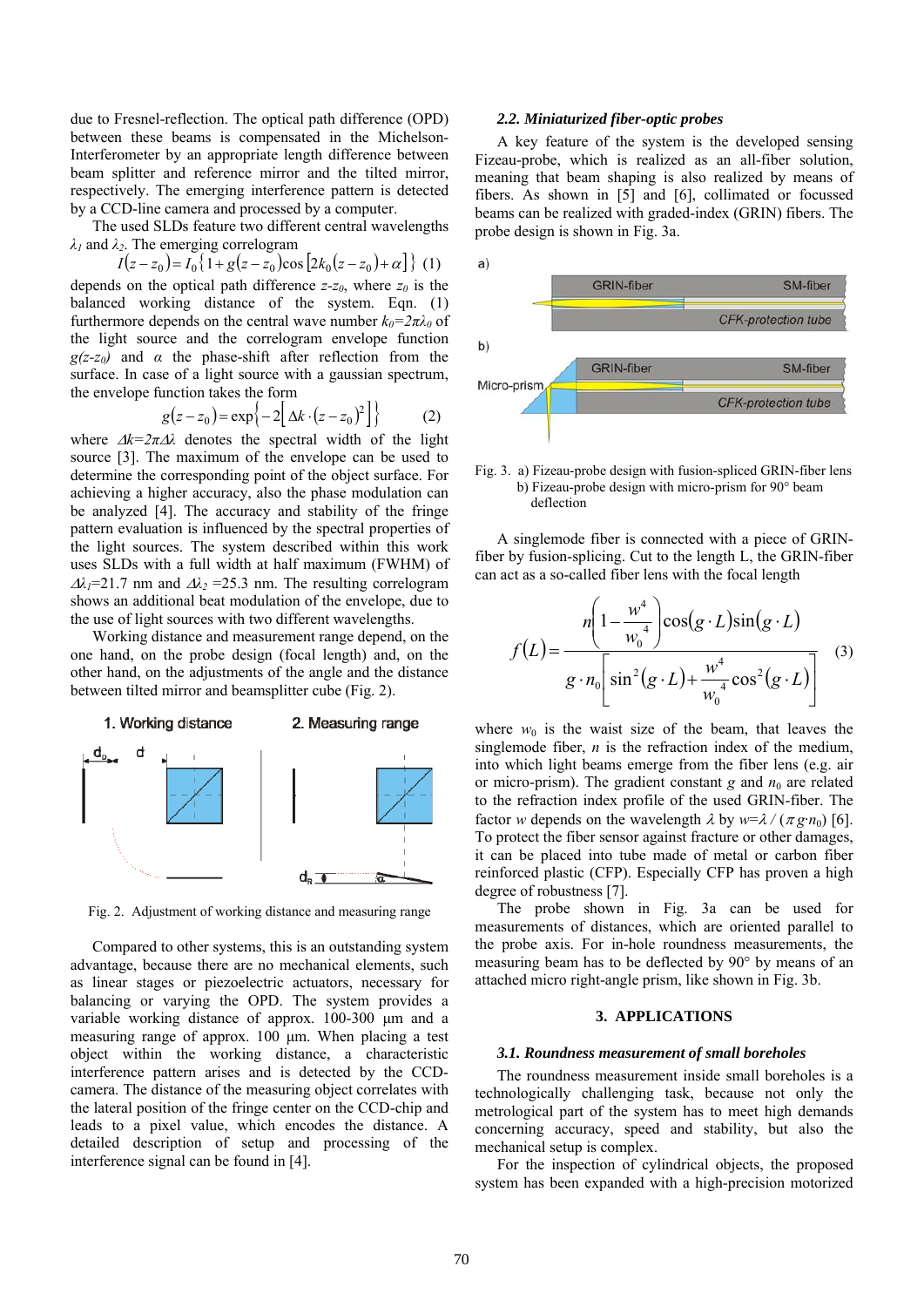due to Fresnel-reflection. The optical path difference (OPD) between these beams is compensated in the Michelson-Interferometer by an appropriate length difference between beam splitter and reference mirror and the tilted mirror, respectively. The emerging interference pattern is detected by a CCD-line camera and processed by a computer.

The used SLDs feature two different central wavelengths $\lambda_1$ and $\lambda_2$. The emerging correlogram

$$I(z-z_0)=I_0\{1+g(z-z_0)\cos[2k_0(z-z_0)+\alpha]\} \quad (1)$$

depends on the optical path difference $z$-$z_0$, where $z_0$ is the balanced working distance of the system. Eqn. (1) furthermore depends on the central wave number $k_0=2\pi\lambda_0$ of the light source and the correlogram envelope function $g(z-z_0)$ and $\alpha$ the phase-shift after reflection from the surface. In case of a light source with a gaussian spectrum, the envelope function takes the form

$$g(z-z_0)=\exp\left\{-2\left[\Delta k\cdot(z-z_0)^2\right]\right\} \quad (2)$$

where $\Delta k=2\pi\Delta\lambda$ denotes the spectral width of the light source [3]. The maximum of the envelope can be used to determine the corresponding point of the object surface. For achieving a higher accuracy, also the phase modulation can be analyzed [4]. The accuracy and stability of the fringe pattern evaluation is influenced by the spectral properties of the light sources. The system described within this work uses SLDs with a full width at half maximum (FWHM) of $\Delta\lambda_1$=21.7 nm and $\Delta\lambda_2$ =25.3 nm. The resulting correlogram shows an additional beat modulation of the envelope, due to the use of light sources with two different wavelengths.

Working distance and measurement range depend, on the one hand, on the probe design (focal length) and, on the other hand, on the adjustments of the angle and the distance between tilted mirror and beamsplitter cube (Fig. 2).

Fig. 2. Adjustment of working distance and measuring range

Compared to other systems, this is an outstanding system advantage, because there are no mechanical elements, such as linear stages or piezoelectric actuators, necessary for balancing or varying the OPD. The system provides a variable working distance of approx. 100-300 µm and a measuring range of approx. 100 µm. When placing a test object within the working distance, a characteristic interference pattern arises and is detected by the CCD-camera. The distance of the measuring object correlates with the lateral position of the fringe center on the CCD-chip and leads to a pixel value, which encodes the distance. A detailed description of setup and processing of the interference signal can be found in [4].

### 2.2. Miniaturized fiber-optic probes

A key feature of the system is the developed sensing Fizeau-probe, which is realized as an all-fiber solution, meaning that beam shaping is also realized by means of fibers. As shown in [5] and [6], collimated or focussed beams can be realized with graded-index (GRIN) fibers. The probe design is shown in Fig. 3a.

Fig. 3. a) Fizeau-probe design with fusion-spliced GRIN-fiber lens
b) Fizeau-probe design with micro-prism for 90° beam deflection

A singlemode fiber is connected with a piece of GRIN-fiber by fusion-splicing. Cut to the length L, the GRIN-fiber can act as a so-called fiber lens with the focal length

$$f(L)=\frac{n\left(1-\dfrac{w^4}{w_0^{\,4}}\right)\cos(g\cdot L)\sin(g\cdot L)}{g\cdot n_0\left[\sin^2(g\cdot L)+\dfrac{w^4}{w_0^{\,4}}\cos^2(g\cdot L)\right]} \quad (3)$$

where $w_0$ is the waist size of the beam, that leaves the singlemode fiber, $n$ is the refraction index of the medium, into which light beams emerge from the fiber lens (e.g. air or micro-prism). The gradient constant $g$ and $n_0$ are related to the refraction index profile of the used GRIN-fiber. The factor $w$ depends on the wavelength $\lambda$ by $w=\lambda/(\pi g\cdot n_0)$ [6]. To protect the fiber sensor against fracture or other damages, it can be placed into tube made of metal or carbon fiber reinforced plastic (CFP). Especially CFP has proven a high degree of robustness [7].

The probe shown in Fig. 3a can be used for measurements of distances, which are oriented parallel to the probe axis. For in-hole roundness measurements, the measuring beam has to be deflected by 90° by means of an attached micro right-angle prism, like shown in Fig. 3b.

## 3. APPLICATIONS

### 3.1. Roundness measurement of small boreholes

The roundness measurement inside small boreholes is a technologically challenging task, because not only the metrological part of the system has to meet high demands concerning accuracy, speed and stability, but also the mechanical setup is complex.

For the inspection of cylindrical objects, the proposed system has been expanded with a high-precision motorized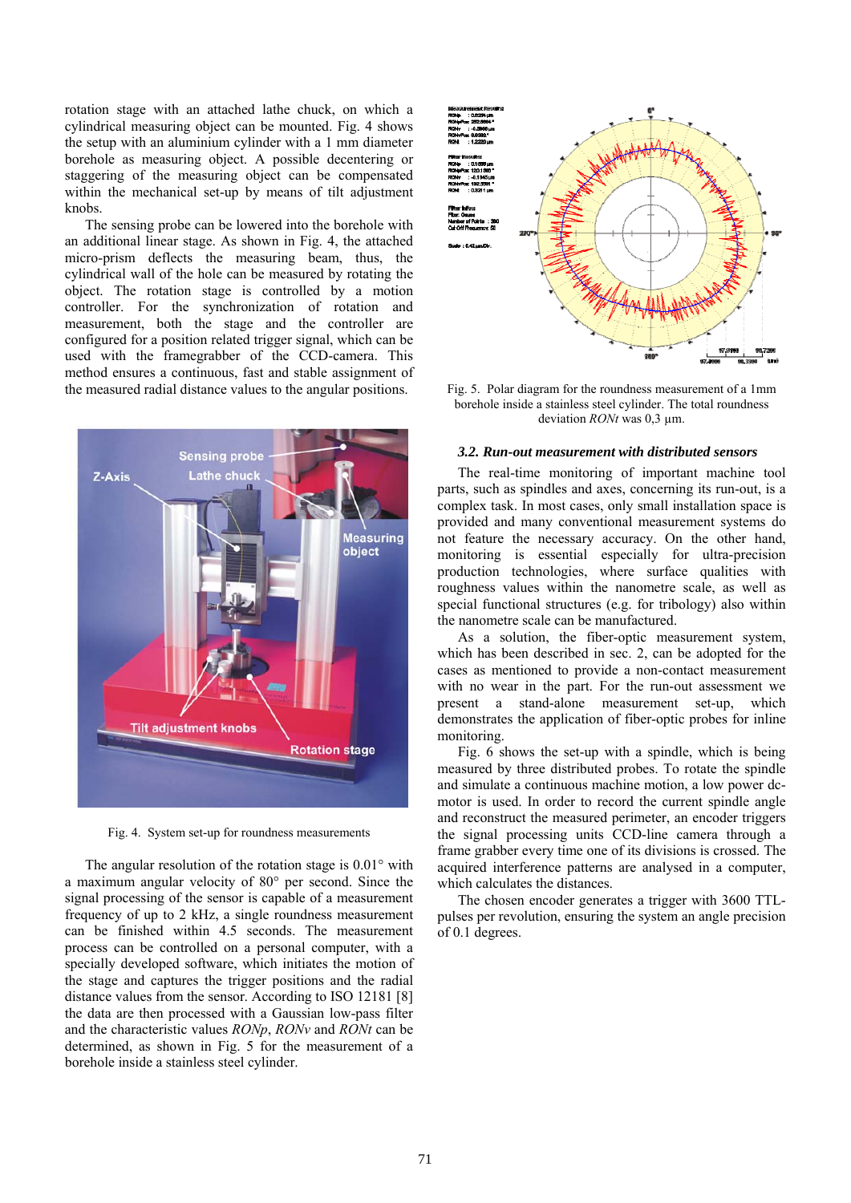rotation stage with an attached lathe chuck, on which a cylindrical measuring object can be mounted. Fig. 4 shows the setup with an aluminium cylinder with a 1 mm diameter borehole as measuring object. A possible decentering or staggering of the measuring object can be compensated within the mechanical set-up by means of tilt adjustment knobs.

The sensing probe can be lowered into the borehole with an additional linear stage. As shown in Fig. 4, the attached micro-prism deflects the measuring beam, thus, the cylindrical wall of the hole can be measured by rotating the object. The rotation stage is controlled by a motion controller. For the synchronization of rotation and measurement, both the stage and the controller are configured for a position related trigger signal, which can be used with the framegrabber of the CCD-camera. This method ensures a continuous, fast and stable assignment of the measured radial distance values to the angular positions.

Fig. 4. System set-up for roundness measurements

The angular resolution of the rotation stage is 0.01° with a maximum angular velocity of 80° per second. Since the signal processing of the sensor is capable of a measurement frequency of up to 2 kHz, a single roundness measurement can be finished within 4.5 seconds. The measurement process can be controlled on a personal computer, with a specially developed software, which initiates the motion of the stage and captures the trigger positions and the radial distance values from the sensor. According to ISO 12181 [8] the data are then processed with a Gaussian low-pass filter and the characteristic values *RONp*, *RONv* and *RONt* can be determined, as shown in Fig. 5 for the measurement of a borehole inside a stainless steel cylinder.

Fig. 5. Polar diagram for the roundness measurement of a 1mm borehole inside a stainless steel cylinder. The total roundness deviation *RONt* was 0,3 µm.

### 3.2. Run-out measurement with distributed sensors

The real-time monitoring of important machine tool parts, such as spindles and axes, concerning its run-out, is a complex task. In most cases, only small installation space is provided and many conventional measurement systems do not feature the necessary accuracy. On the other hand, monitoring is essential especially for ultra-precision production technologies, where surface qualities with roughness values within the nanometre scale, as well as special functional structures (e.g. for tribology) also within the nanometre scale can be manufactured.

As a solution, the fiber-optic measurement system, which has been described in sec. 2, can be adopted for the cases as mentioned to provide a non-contact measurement with no wear in the part. For the run-out assessment we present a stand-alone measurement set-up, which demonstrates the application of fiber-optic probes for inline monitoring.

Fig. 6 shows the set-up with a spindle, which is being measured by three distributed probes. To rotate the spindle and simulate a continuous machine motion, a low power dc-motor is used. In order to record the current spindle angle and reconstruct the measured perimeter, an encoder triggers the signal processing units CCD-line camera through a frame grabber every time one of its divisions is crossed. The acquired interference patterns are analysed in a computer, which calculates the distances.

The chosen encoder generates a trigger with 3600 TTL-pulses per revolution, ensuring the system an angle precision of 0.1 degrees.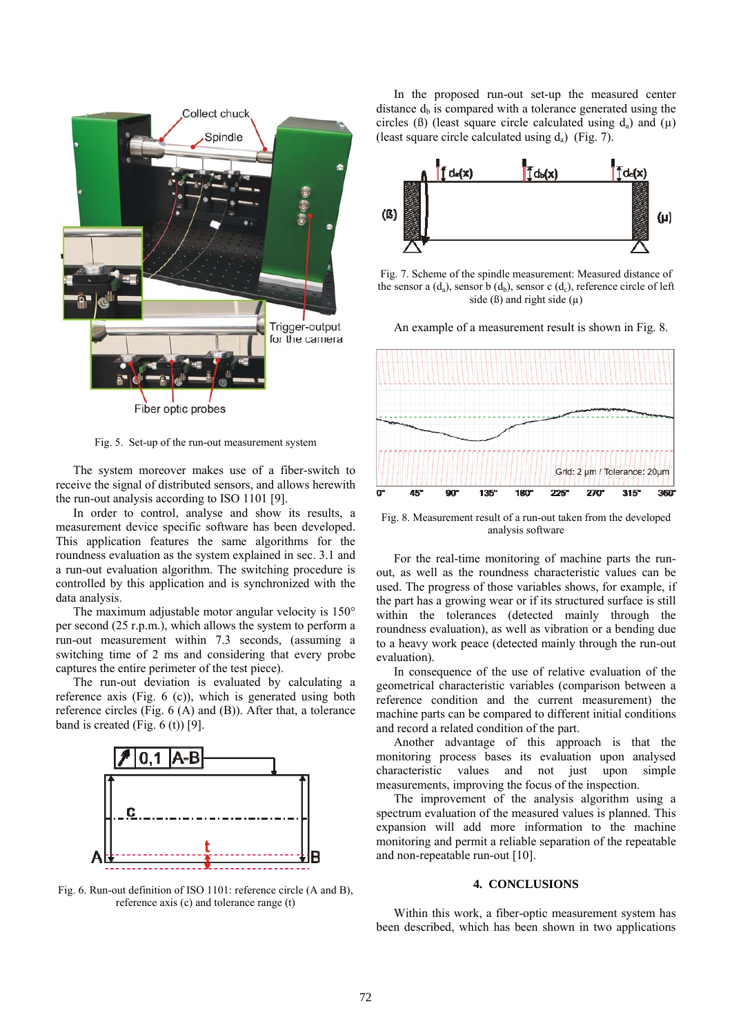Fig. 5. Set-up of the run-out measurement system

The system moreover makes use of a fiber-switch to receive the signal of distributed sensors, and allows herewith the run-out analysis according to ISO 1101 [9].

In order to control, analyse and show its results, a measurement device specific software has been developed. This application features the same algorithms for the roundness evaluation as the system explained in sec. 3.1 and a run-out evaluation algorithm. The switching procedure is controlled by this application and is synchronized with the data analysis.

The maximum adjustable motor angular velocity is 150° per second (25 r.p.m.), which allows the system to perform a run-out measurement within 7.3 seconds, (assuming a switching time of 2 ms and considering that every probe captures the entire perimeter of the test piece).

The run-out deviation is evaluated by calculating a reference axis (Fig. 6 (c)), which is generated using both reference circles (Fig. 6 (A) and (B)). After that, a tolerance band is created (Fig. 6 (t)) [9].

Fig. 6. Run-out definition of ISO 1101: reference circle (A and B), reference axis (c) and tolerance range (t)

In the proposed run-out set-up the measured center distance $d_b$ is compared with a tolerance generated using the circles (ß) (least square circle calculated using $d_a$) and (µ) (least square circle calculated using $d_a$) (Fig. 7).

Fig. 7. Scheme of the spindle measurement: Measured distance of the sensor a ($d_a$), sensor b ($d_b$), sensor c ($d_c$), reference circle of left side (ß) and right side (µ)

An example of a measurement result is shown in Fig. 8.

Fig. 8. Measurement result of a run-out taken from the developed analysis software

For the real-time monitoring of machine parts the run-out, as well as the roundness characteristic values can be used. The progress of those variables shows, for example, if the part has a growing wear or if its structured surface is still within the tolerances (detected mainly through the roundness evaluation), as well as vibration or a bending due to a heavy work peace (detected mainly through the run-out evaluation).

In consequence of the use of relative evaluation of the geometrical characteristic variables (comparison between a reference condition and the current measurement) the machine parts can be compared to different initial conditions and record a related condition of the part.

Another advantage of this approach is that the monitoring process bases its evaluation upon analysed characteristic values and not just upon simple measurements, improving the focus of the inspection.

The improvement of the analysis algorithm using a spectrum evaluation of the measured values is planned. This expansion will add more information to the machine monitoring and permit a reliable separation of the repeatable and non-repeatable run-out [10].

## 4. CONCLUSIONS

Within this work, a fiber-optic measurement system has been described, which has been shown in two applications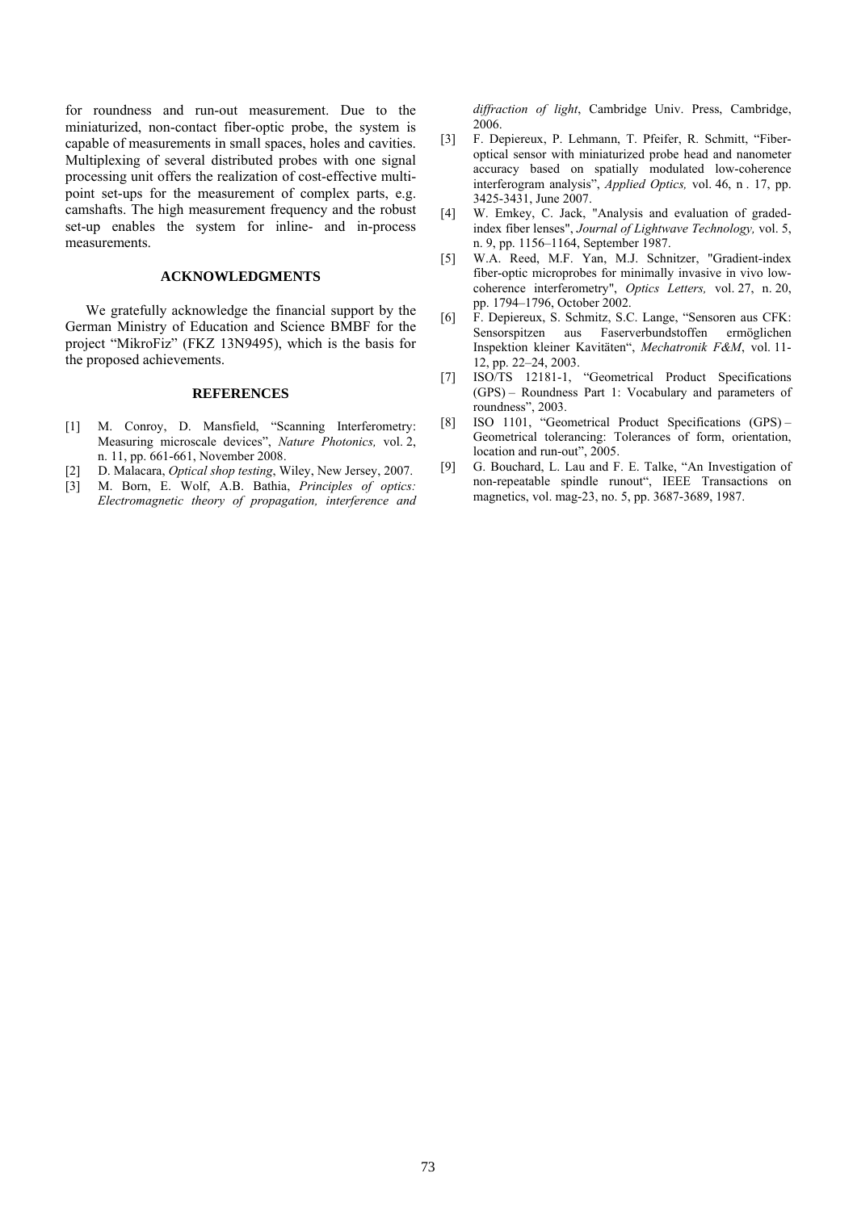for roundness and run-out measurement. Due to the miniaturized, non-contact fiber-optic probe, the system is capable of measurements in small spaces, holes and cavities. Multiplexing of several distributed probes with one signal processing unit offers the realization of cost-effective multi-point set-ups for the measurement of complex parts, e.g. camshafts. The high measurement frequency and the robust set-up enables the system for inline- and in-process measurements.

## ACKNOWLEDGMENTS

We gratefully acknowledge the financial support by the German Ministry of Education and Science BMBF for the project "MikroFiz" (FKZ 13N9495), which is the basis for the proposed achievements.

## REFERENCES

[1] M. Conroy, D. Mansfield, "Scanning Interferometry: Measuring microscale devices", *Nature Photonics,* vol. 2, n. 11, pp. 661-661, November 2008.

[2] D. Malacara, *Optical shop testing*, Wiley, New Jersey, 2007.

[3] M. Born, E. Wolf, A.B. Bathia, *Principles of optics: Electromagnetic theory of propagation, interference and diffraction of light*, Cambridge Univ. Press, Cambridge, 2006.

[3] F. Depiereux, P. Lehmann, T. Pfeifer, R. Schmitt, "Fiber-optical sensor with miniaturized probe head and nanometer accuracy based on spatially modulated low-coherence interferogram analysis", *Applied Optics,* vol. 46, n . 17, pp. 3425-3431, June 2007.

[4] W. Emkey, C. Jack, "Analysis and evaluation of graded-index fiber lenses", *Journal of Lightwave Technology,* vol. 5, n. 9, pp. 1156–1164, September 1987.

[5] W.A. Reed, M.F. Yan, M.J. Schnitzer, "Gradient-index fiber-optic microprobes for minimally invasive in vivo low-coherence interferometry", *Optics Letters,* vol. 27, n. 20, pp. 1794–1796, October 2002.

[6] F. Depiereux, S. Schmitz, S.C. Lange, "Sensoren aus CFK: Sensorspitzen aus Faserverbundstoffen ermöglichen Inspektion kleiner Kavitäten", *Mechatronik F&M*, vol. 11-12, pp. 22–24, 2003.

[7] ISO/TS 12181-1, "Geometrical Product Specifications (GPS) – Roundness Part 1: Vocabulary and parameters of roundness", 2003.

[8] ISO 1101, "Geometrical Product Specifications (GPS) – Geometrical tolerancing: Tolerances of form, orientation, location and run-out", 2005.

[9] G. Bouchard, L. Lau and F. E. Talke, "An Investigation of non-repeatable spindle runout", IEEE Transactions on magnetics, vol. mag-23, no. 5, pp. 3687-3689, 1987.